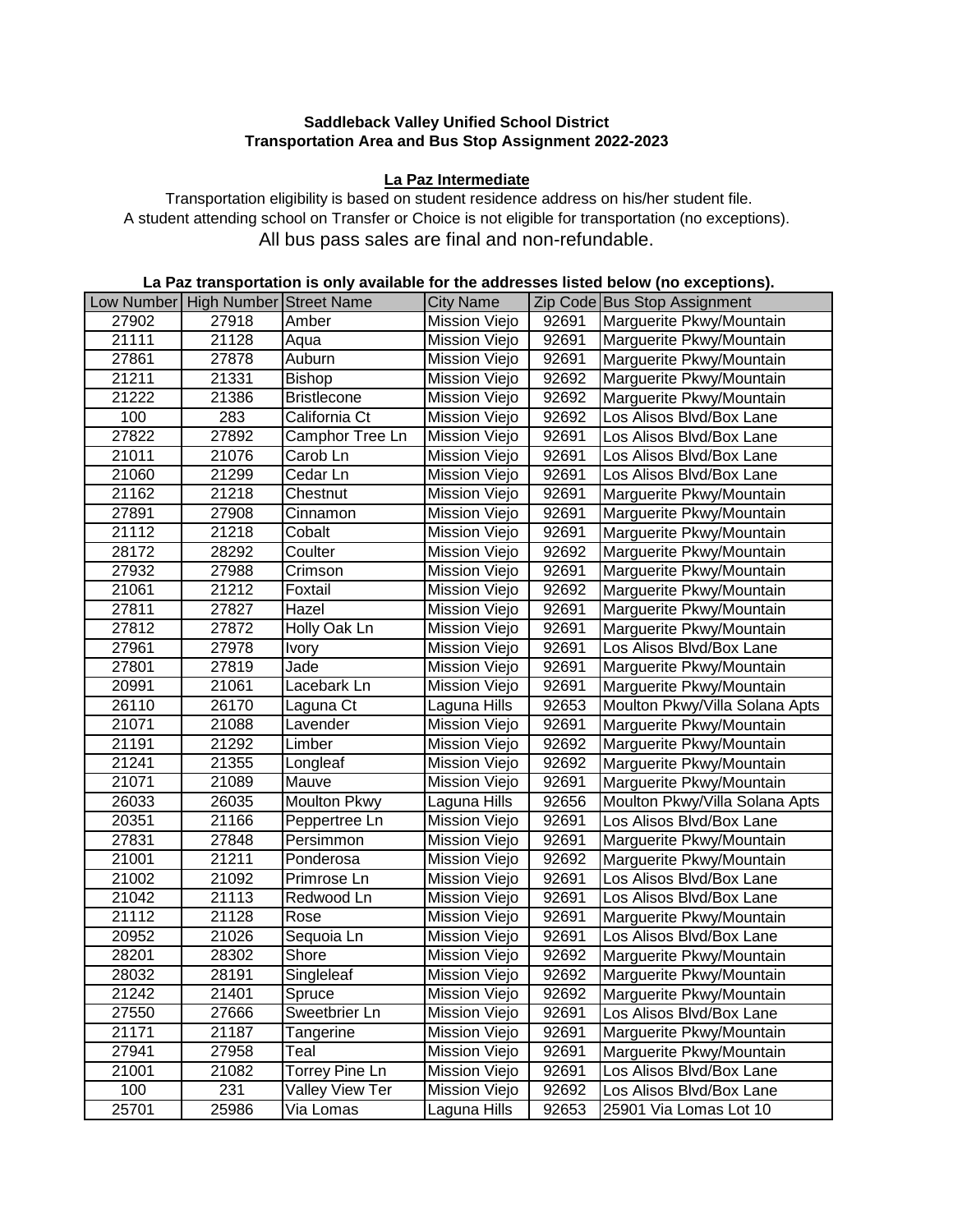**Saddleback Valley Unified School District**
**Transportation Area and Bus Stop Assignment 2022-2023**

**La Paz Intermediate**

Transportation eligibility is based on student residence address on his/her student file.
A student attending school on Transfer or Choice is not eligible for transportation (no exceptions).
All bus pass sales are final and non-refundable.

**La Paz transportation is only available for the addresses listed below (no exceptions).**

| Low Number | High Number | Street Name | City Name | Zip Code | Bus Stop Assignment |
|---|---|---|---|---|---|
| 27902 | 27918 | Amber | Mission Viejo | 92691 | Marguerite Pkwy/Mountain |
| 21111 | 21128 | Aqua | Mission Viejo | 92691 | Marguerite Pkwy/Mountain |
| 27861 | 27878 | Auburn | Mission Viejo | 92691 | Marguerite Pkwy/Mountain |
| 21211 | 21331 | Bishop | Mission Viejo | 92692 | Marguerite Pkwy/Mountain |
| 21222 | 21386 | Bristlecone | Mission Viejo | 92692 | Marguerite Pkwy/Mountain |
| 100 | 283 | California Ct | Mission Viejo | 92692 | Los Alisos Blvd/Box Lane |
| 27822 | 27892 | Camphor Tree Ln | Mission Viejo | 92691 | Los Alisos Blvd/Box Lane |
| 21011 | 21076 | Carob Ln | Mission Viejo | 92691 | Los Alisos Blvd/Box Lane |
| 21060 | 21299 | Cedar Ln | Mission Viejo | 92691 | Los Alisos Blvd/Box Lane |
| 21162 | 21218 | Chestnut | Mission Viejo | 92691 | Marguerite Pkwy/Mountain |
| 27891 | 27908 | Cinnamon | Mission Viejo | 92691 | Marguerite Pkwy/Mountain |
| 21112 | 21218 | Cobalt | Mission Viejo | 92691 | Marguerite Pkwy/Mountain |
| 28172 | 28292 | Coulter | Mission Viejo | 92692 | Marguerite Pkwy/Mountain |
| 27932 | 27988 | Crimson | Mission Viejo | 92691 | Marguerite Pkwy/Mountain |
| 21061 | 21212 | Foxtail | Mission Viejo | 92692 | Marguerite Pkwy/Mountain |
| 27811 | 27827 | Hazel | Mission Viejo | 92691 | Marguerite Pkwy/Mountain |
| 27812 | 27872 | Holly Oak Ln | Mission Viejo | 92691 | Marguerite Pkwy/Mountain |
| 27961 | 27978 | Ivory | Mission Viejo | 92691 | Los Alisos Blvd/Box Lane |
| 27801 | 27819 | Jade | Mission Viejo | 92691 | Marguerite Pkwy/Mountain |
| 20991 | 21061 | Lacebark Ln | Mission Viejo | 92691 | Marguerite Pkwy/Mountain |
| 26110 | 26170 | Laguna Ct | Laguna Hills | 92653 | Moulton Pkwy/Villa Solana Apts |
| 21071 | 21088 | Lavender | Mission Viejo | 92691 | Marguerite Pkwy/Mountain |
| 21191 | 21292 | Limber | Mission Viejo | 92692 | Marguerite Pkwy/Mountain |
| 21241 | 21355 | Longleaf | Mission Viejo | 92692 | Marguerite Pkwy/Mountain |
| 21071 | 21089 | Mauve | Mission Viejo | 92691 | Marguerite Pkwy/Mountain |
| 26033 | 26035 | Moulton Pkwy | Laguna Hills | 92656 | Moulton Pkwy/Villa Solana Apts |
| 20351 | 21166 | Peppertree Ln | Mission Viejo | 92691 | Los Alisos Blvd/Box Lane |
| 27831 | 27848 | Persimmon | Mission Viejo | 92691 | Marguerite Pkwy/Mountain |
| 21001 | 21211 | Ponderosa | Mission Viejo | 92692 | Marguerite Pkwy/Mountain |
| 21002 | 21092 | Primrose Ln | Mission Viejo | 92691 | Los Alisos Blvd/Box Lane |
| 21042 | 21113 | Redwood Ln | Mission Viejo | 92691 | Los Alisos Blvd/Box Lane |
| 21112 | 21128 | Rose | Mission Viejo | 92691 | Marguerite Pkwy/Mountain |
| 20952 | 21026 | Sequoia Ln | Mission Viejo | 92691 | Los Alisos Blvd/Box Lane |
| 28201 | 28302 | Shore | Mission Viejo | 92692 | Marguerite Pkwy/Mountain |
| 28032 | 28191 | Singleleaf | Mission Viejo | 92692 | Marguerite Pkwy/Mountain |
| 21242 | 21401 | Spruce | Mission Viejo | 92692 | Marguerite Pkwy/Mountain |
| 27550 | 27666 | Sweetbrier Ln | Mission Viejo | 92691 | Los Alisos Blvd/Box Lane |
| 21171 | 21187 | Tangerine | Mission Viejo | 92691 | Marguerite Pkwy/Mountain |
| 27941 | 27958 | Teal | Mission Viejo | 92691 | Marguerite Pkwy/Mountain |
| 21001 | 21082 | Torrey Pine Ln | Mission Viejo | 92691 | Los Alisos Blvd/Box Lane |
| 100 | 231 | Valley View Ter | Mission Viejo | 92692 | Los Alisos Blvd/Box Lane |
| 25701 | 25986 | Via Lomas | Laguna Hills | 92653 | 25901 Via Lomas Lot 10 |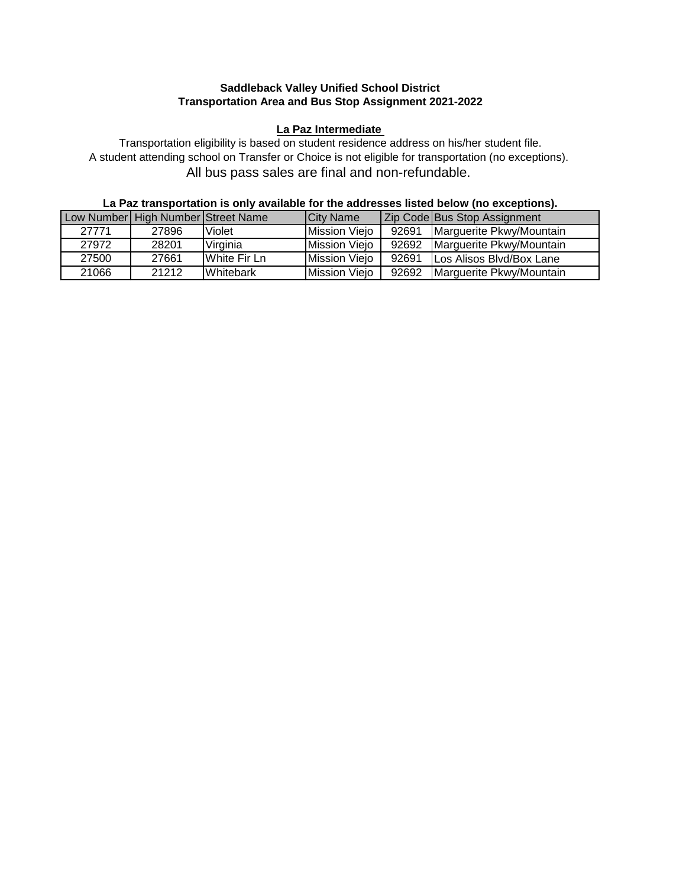**Saddleback Valley Unified School District**
**Transportation Area and Bus Stop Assignment 2021-2022**

**La Paz Intermediate**

Transportation eligibility is based on student residence address on his/her student file.
A student attending school on Transfer or Choice is not eligible for transportation (no exceptions).
All bus pass sales are final and non-refundable.

**La Paz transportation is only available for the addresses listed below (no exceptions).**

| Low Number | High Number | Street Name | City Name | Zip Code | Bus Stop Assignment |
|---|---|---|---|---|---|
| 27771 | 27896 | Violet | Mission Viejo | 92691 | Marguerite Pkwy/Mountain |
| 27972 | 28201 | Virginia | Mission Viejo | 92692 | Marguerite Pkwy/Mountain |
| 27500 | 27661 | White Fir Ln | Mission Viejo | 92691 | Los Alisos Blvd/Box Lane |
| 21066 | 21212 | Whitebark | Mission Viejo | 92692 | Marguerite Pkwy/Mountain |